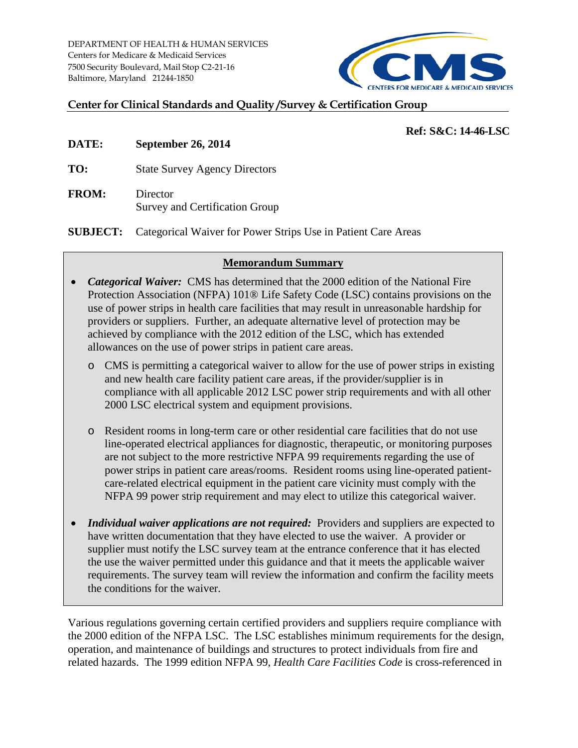DEPARTMENT OF HEALTH & HUMAN SERVICES
Centers for Medicare & Medicaid Services
7500 Security Boulevard, Mail Stop C2-21-16
Baltimore, Maryland 21244-1850

CMS
CENTERS FOR MEDICARE & MEDICAID SERVICES

**Center for Clinical Standards and Quality /Survey & Certification Group**

**Ref: S&C: 14-46-LSC**

**DATE:** **September 26, 2014**

**TO:** State Survey Agency Directors

**FROM:** Director
Survey and Certification Group

**SUBJECT:** Categorical Waiver for Power Strips Use in Patient Care Areas

**Memorandum Summary**

- ***Categorical Waiver:*** CMS has determined that the 2000 edition of the National Fire Protection Association (NFPA) 101® Life Safety Code (LSC) contains provisions on the use of power strips in health care facilities that may result in unreasonable hardship for providers or suppliers. Further, an adequate alternative level of protection may be achieved by compliance with the 2012 edition of the LSC, which has extended allowances on the use of power strips in patient care areas.
  - CMS is permitting a categorical waiver to allow for the use of power strips in existing and new health care facility patient care areas, if the provider/supplier is in compliance with all applicable 2012 LSC power strip requirements and with all other 2000 LSC electrical system and equipment provisions.
  - Resident rooms in long-term care or other residential care facilities that do not use line-operated electrical appliances for diagnostic, therapeutic, or monitoring purposes are not subject to the more restrictive NFPA 99 requirements regarding the use of power strips in patient care areas/rooms. Resident rooms using line-operated patient-care-related electrical equipment in the patient care vicinity must comply with the NFPA 99 power strip requirement and may elect to utilize this categorical waiver.
- ***Individual waiver applications are not required:*** Providers and suppliers are expected to have written documentation that they have elected to use the waiver. A provider or supplier must notify the LSC survey team at the entrance conference that it has elected the use the waiver permitted under this guidance and that it meets the applicable waiver requirements. The survey team will review the information and confirm the facility meets the conditions for the waiver.

Various regulations governing certain certified providers and suppliers require compliance with the 2000 edition of the NFPA LSC. The LSC establishes minimum requirements for the design, operation, and maintenance of buildings and structures to protect individuals from fire and related hazards. The 1999 edition NFPA 99, *Health Care Facilities Code* is cross-referenced in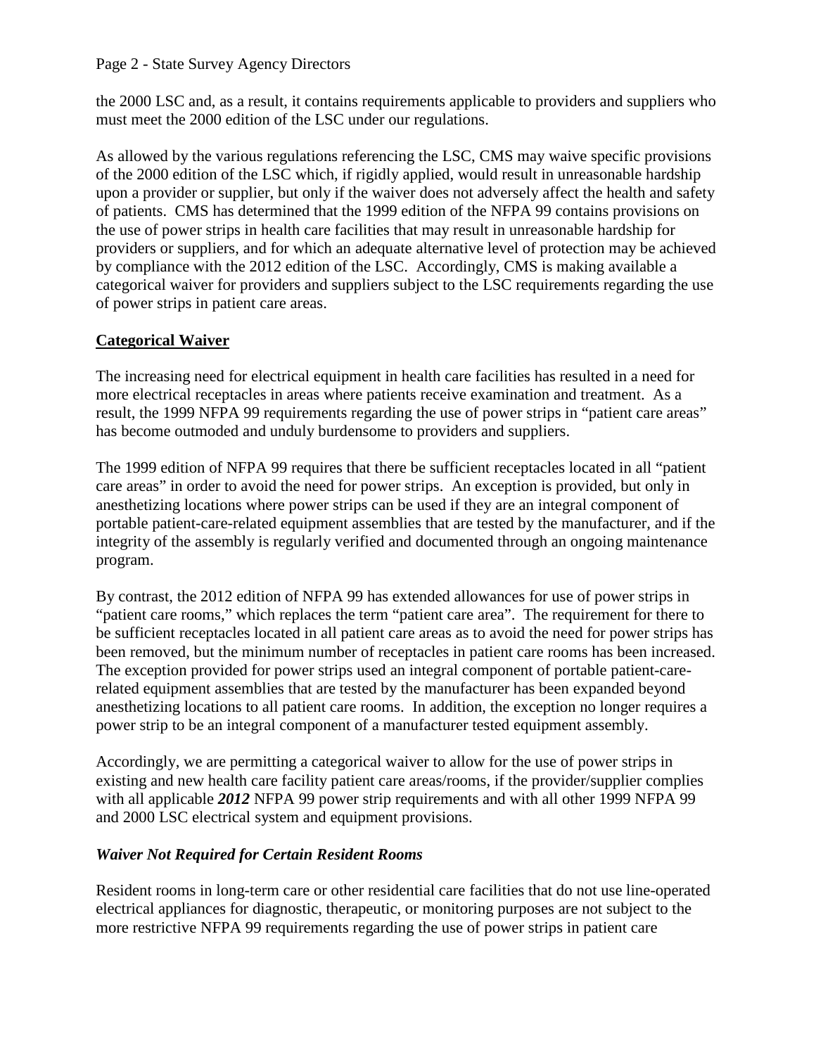the 2000 LSC and, as a result, it contains requirements applicable to providers and suppliers who must meet the 2000 edition of the LSC under our regulations.

As allowed by the various regulations referencing the LSC, CMS may waive specific provisions of the 2000 edition of the LSC which, if rigidly applied, would result in unreasonable hardship upon a provider or supplier, but only if the waiver does not adversely affect the health and safety of patients. CMS has determined that the 1999 edition of the NFPA 99 contains provisions on the use of power strips in health care facilities that may result in unreasonable hardship for providers or suppliers, and for which an adequate alternative level of protection may be achieved by compliance with the 2012 edition of the LSC. Accordingly, CMS is making available a categorical waiver for providers and suppliers subject to the LSC requirements regarding the use of power strips in patient care areas.

## Categorical Waiver

The increasing need for electrical equipment in health care facilities has resulted in a need for more electrical receptacles in areas where patients receive examination and treatment. As a result, the 1999 NFPA 99 requirements regarding the use of power strips in "patient care areas" has become outmoded and unduly burdensome to providers and suppliers.

The 1999 edition of NFPA 99 requires that there be sufficient receptacles located in all "patient care areas" in order to avoid the need for power strips. An exception is provided, but only in anesthetizing locations where power strips can be used if they are an integral component of portable patient-care-related equipment assemblies that are tested by the manufacturer, and if the integrity of the assembly is regularly verified and documented through an ongoing maintenance program.

By contrast, the 2012 edition of NFPA 99 has extended allowances for use of power strips in "patient care rooms," which replaces the term "patient care area". The requirement for there to be sufficient receptacles located in all patient care areas as to avoid the need for power strips has been removed, but the minimum number of receptacles in patient care rooms has been increased. The exception provided for power strips used an integral component of portable patient-care-related equipment assemblies that are tested by the manufacturer has been expanded beyond anesthetizing locations to all patient care rooms. In addition, the exception no longer requires a power strip to be an integral component of a manufacturer tested equipment assembly.

Accordingly, we are permitting a categorical waiver to allow for the use of power strips in existing and new health care facility patient care areas/rooms, if the provider/supplier complies with all applicable ***2012*** NFPA 99 power strip requirements and with all other 1999 NFPA 99 and 2000 LSC electrical system and equipment provisions.

### *Waiver Not Required for Certain Resident Rooms*

Resident rooms in long-term care or other residential care facilities that do not use line-operated electrical appliances for diagnostic, therapeutic, or monitoring purposes are not subject to the more restrictive NFPA 99 requirements regarding the use of power strips in patient care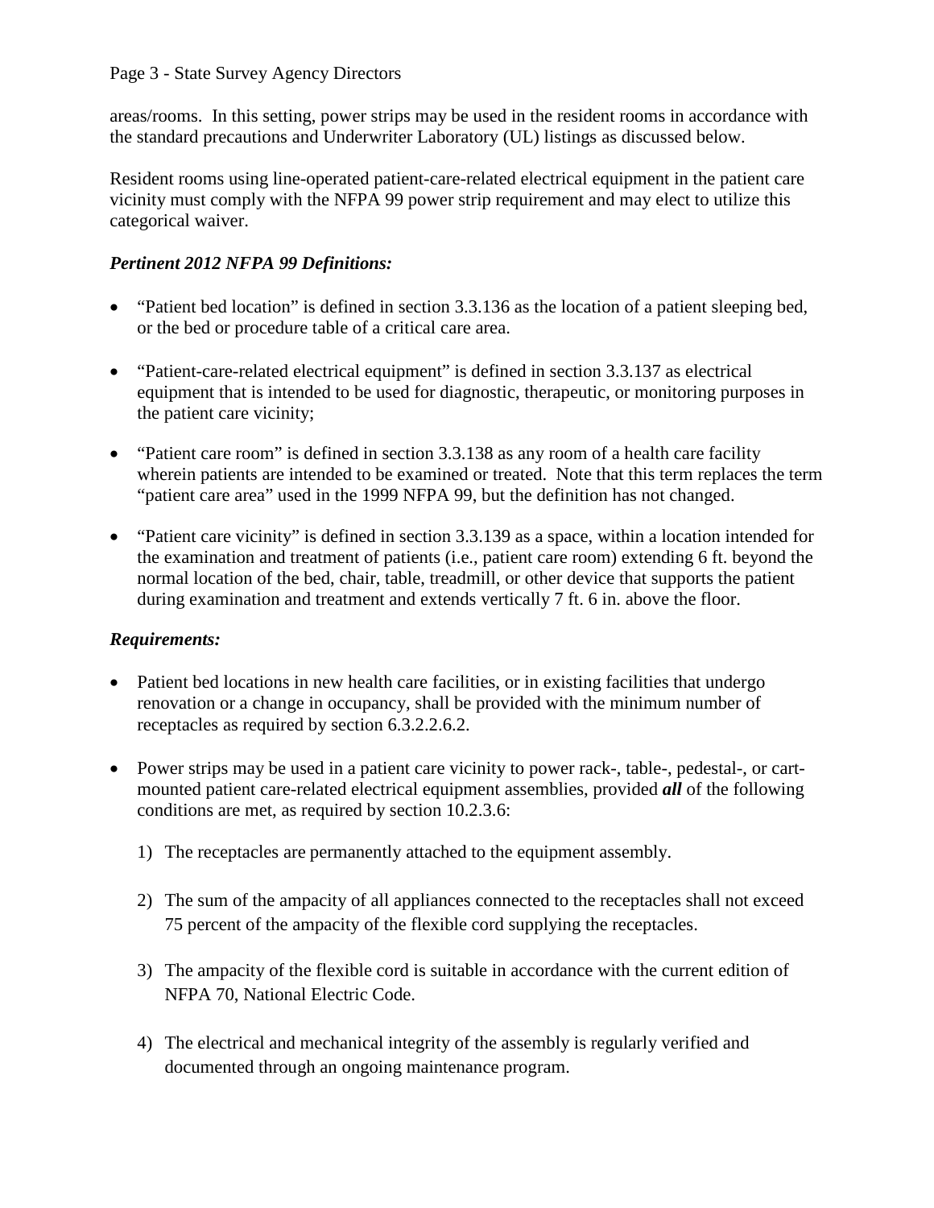areas/rooms. In this setting, power strips may be used in the resident rooms in accordance with the standard precautions and Underwriter Laboratory (UL) listings as discussed below.

Resident rooms using line-operated patient-care-related electrical equipment in the patient care vicinity must comply with the NFPA 99 power strip requirement and may elect to utilize this categorical waiver.

### *Pertinent 2012 NFPA 99 Definitions:*

- "Patient bed location" is defined in section 3.3.136 as the location of a patient sleeping bed, or the bed or procedure table of a critical care area.
- "Patient-care-related electrical equipment" is defined in section 3.3.137 as electrical equipment that is intended to be used for diagnostic, therapeutic, or monitoring purposes in the patient care vicinity;
- "Patient care room" is defined in section 3.3.138 as any room of a health care facility wherein patients are intended to be examined or treated. Note that this term replaces the term "patient care area" used in the 1999 NFPA 99, but the definition has not changed.
- "Patient care vicinity" is defined in section 3.3.139 as a space, within a location intended for the examination and treatment of patients (i.e., patient care room) extending 6 ft. beyond the normal location of the bed, chair, table, treadmill, or other device that supports the patient during examination and treatment and extends vertically 7 ft. 6 in. above the floor.

### *Requirements:*

- Patient bed locations in new health care facilities, or in existing facilities that undergo renovation or a change in occupancy, shall be provided with the minimum number of receptacles as required by section 6.3.2.2.6.2.
- Power strips may be used in a patient care vicinity to power rack-, table-, pedestal-, or cart-mounted patient care-related electrical equipment assemblies, provided ***all*** of the following conditions are met, as required by section 10.2.3.6:
  1) The receptacles are permanently attached to the equipment assembly.
  2) The sum of the ampacity of all appliances connected to the receptacles shall not exceed 75 percent of the ampacity of the flexible cord supplying the receptacles.
  3) The ampacity of the flexible cord is suitable in accordance with the current edition of NFPA 70, National Electric Code.
  4) The electrical and mechanical integrity of the assembly is regularly verified and documented through an ongoing maintenance program.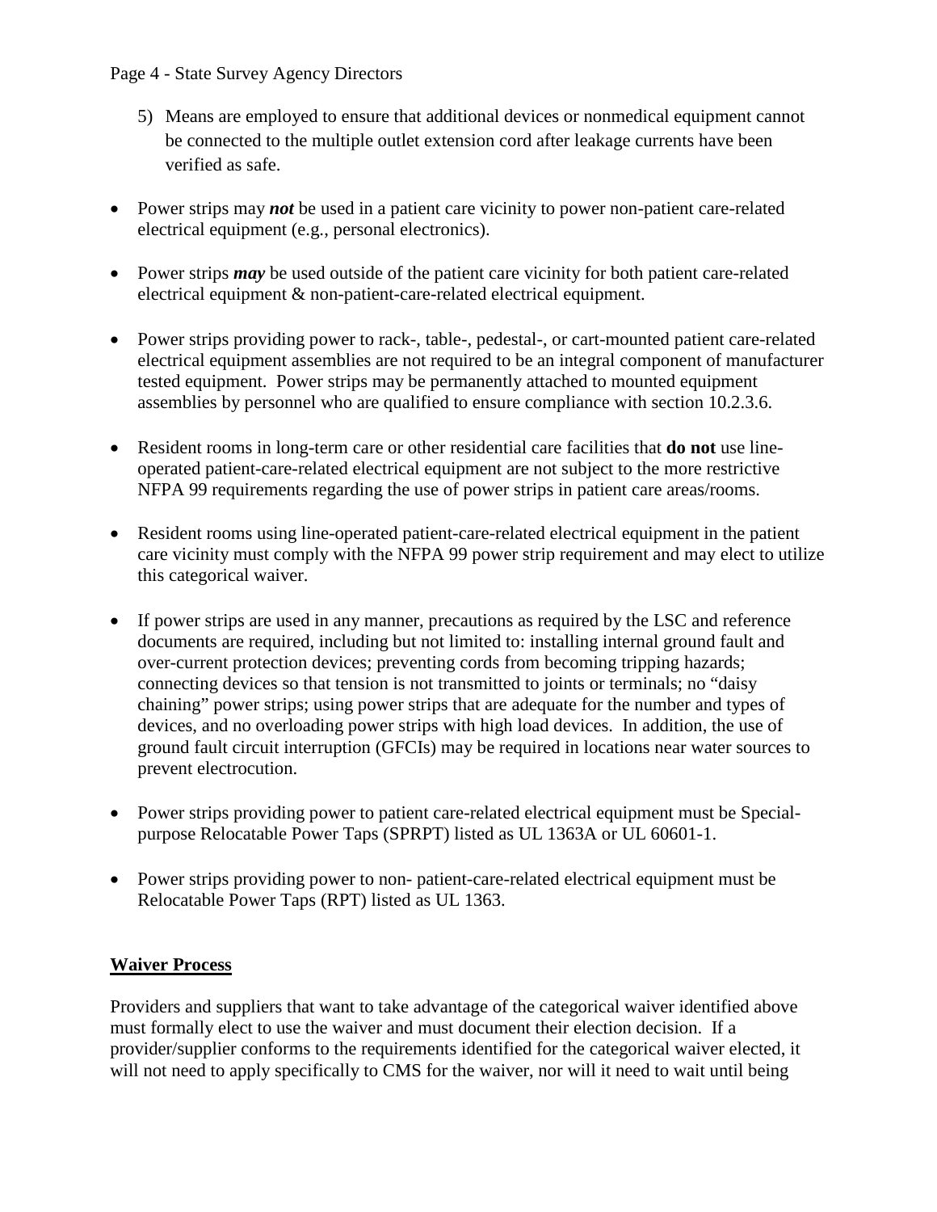5) Means are employed to ensure that additional devices or nonmedical equipment cannot be connected to the multiple outlet extension cord after leakage currents have been verified as safe.

- Power strips may ***not*** be used in a patient care vicinity to power non-patient care-related electrical equipment (e.g., personal electronics).

- Power strips ***may*** be used outside of the patient care vicinity for both patient care-related electrical equipment & non-patient-care-related electrical equipment.

- Power strips providing power to rack-, table-, pedestal-, or cart-mounted patient care-related electrical equipment assemblies are not required to be an integral component of manufacturer tested equipment. Power strips may be permanently attached to mounted equipment assemblies by personnel who are qualified to ensure compliance with section 10.2.3.6.

- Resident rooms in long-term care or other residential care facilities that **do not** use line-operated patient-care-related electrical equipment are not subject to the more restrictive NFPA 99 requirements regarding the use of power strips in patient care areas/rooms.

- Resident rooms using line-operated patient-care-related electrical equipment in the patient care vicinity must comply with the NFPA 99 power strip requirement and may elect to utilize this categorical waiver.

- If power strips are used in any manner, precautions as required by the LSC and reference documents are required, including but not limited to: installing internal ground fault and over-current protection devices; preventing cords from becoming tripping hazards; connecting devices so that tension is not transmitted to joints or terminals; no "daisy chaining" power strips; using power strips that are adequate for the number and types of devices, and no overloading power strips with high load devices. In addition, the use of ground fault circuit interruption (GFCIs) may be required in locations near water sources to prevent electrocution.

- Power strips providing power to patient care-related electrical equipment must be Special-purpose Relocatable Power Taps (SPRPT) listed as UL 1363A or UL 60601-1.

- Power strips providing power to non- patient-care-related electrical equipment must be Relocatable Power Taps (RPT) listed as UL 1363.

## Waiver Process

Providers and suppliers that want to take advantage of the categorical waiver identified above must formally elect to use the waiver and must document their election decision. If a provider/supplier conforms to the requirements identified for the categorical waiver elected, it will not need to apply specifically to CMS for the waiver, nor will it need to wait until being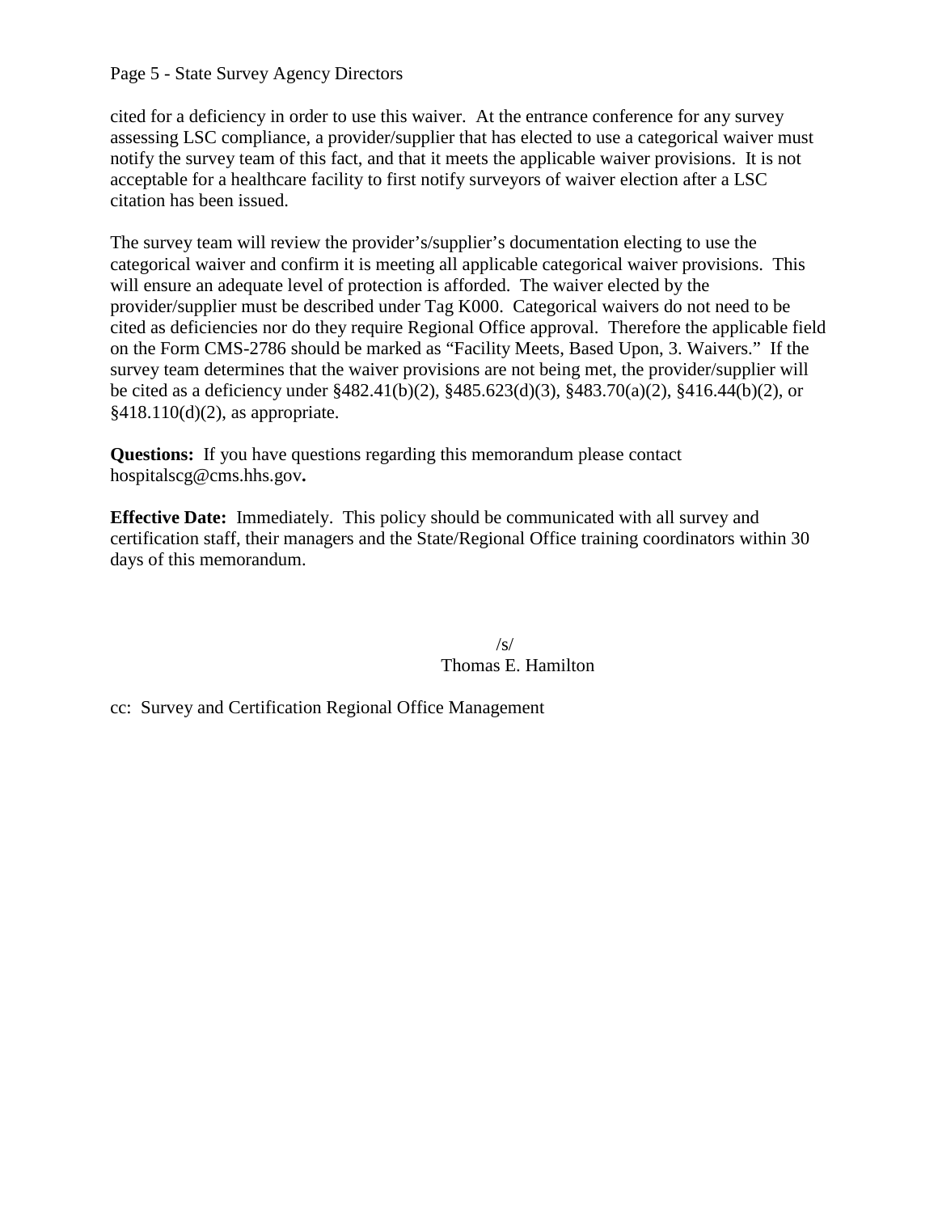cited for a deficiency in order to use this waiver. At the entrance conference for any survey assessing LSC compliance, a provider/supplier that has elected to use a categorical waiver must notify the survey team of this fact, and that it meets the applicable waiver provisions. It is not acceptable for a healthcare facility to first notify surveyors of waiver election after a LSC citation has been issued.

The survey team will review the provider's/supplier's documentation electing to use the categorical waiver and confirm it is meeting all applicable categorical waiver provisions. This will ensure an adequate level of protection is afforded. The waiver elected by the provider/supplier must be described under Tag K000. Categorical waivers do not need to be cited as deficiencies nor do they require Regional Office approval. Therefore the applicable field on the Form CMS-2786 should be marked as "Facility Meets, Based Upon, 3. Waivers." If the survey team determines that the waiver provisions are not being met, the provider/supplier will be cited as a deficiency under §482.41(b)(2), §485.623(d)(3), §483.70(a)(2), §416.44(b)(2), or §418.110(d)(2), as appropriate.

**Questions:** If you have questions regarding this memorandum please contact hospitalscg@cms.hhs.gov**.**

**Effective Date:** Immediately. This policy should be communicated with all survey and certification staff, their managers and the State/Regional Office training coordinators within 30 days of this memorandum.

/s/
Thomas E. Hamilton

cc: Survey and Certification Regional Office Management